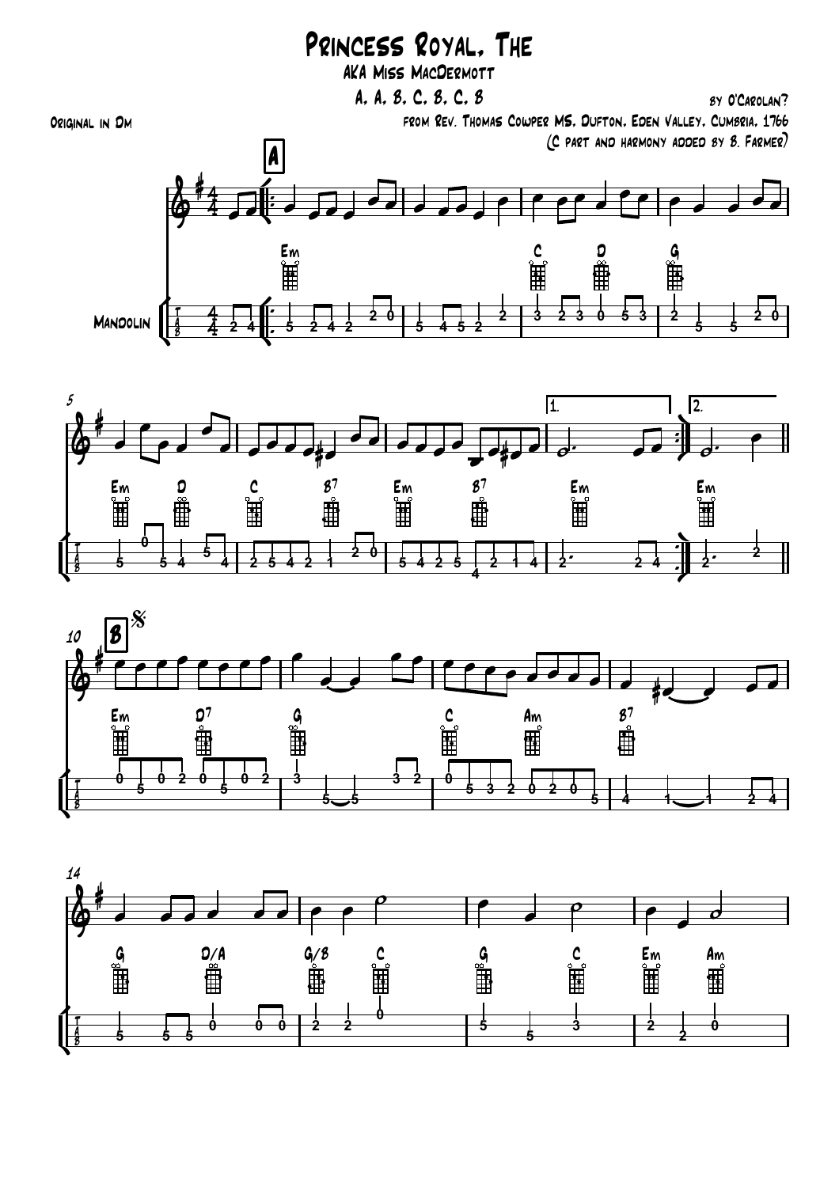# Princess Royal, The

AKA Miss MacDermott

A, A, B, C, B, C, B

by O'Carolan?

Original in Dm

from Rev. Thomas Cowper MS, Dufton, Eden Valley, Cumbria, 1766

(C part and harmony added by B. Farmer)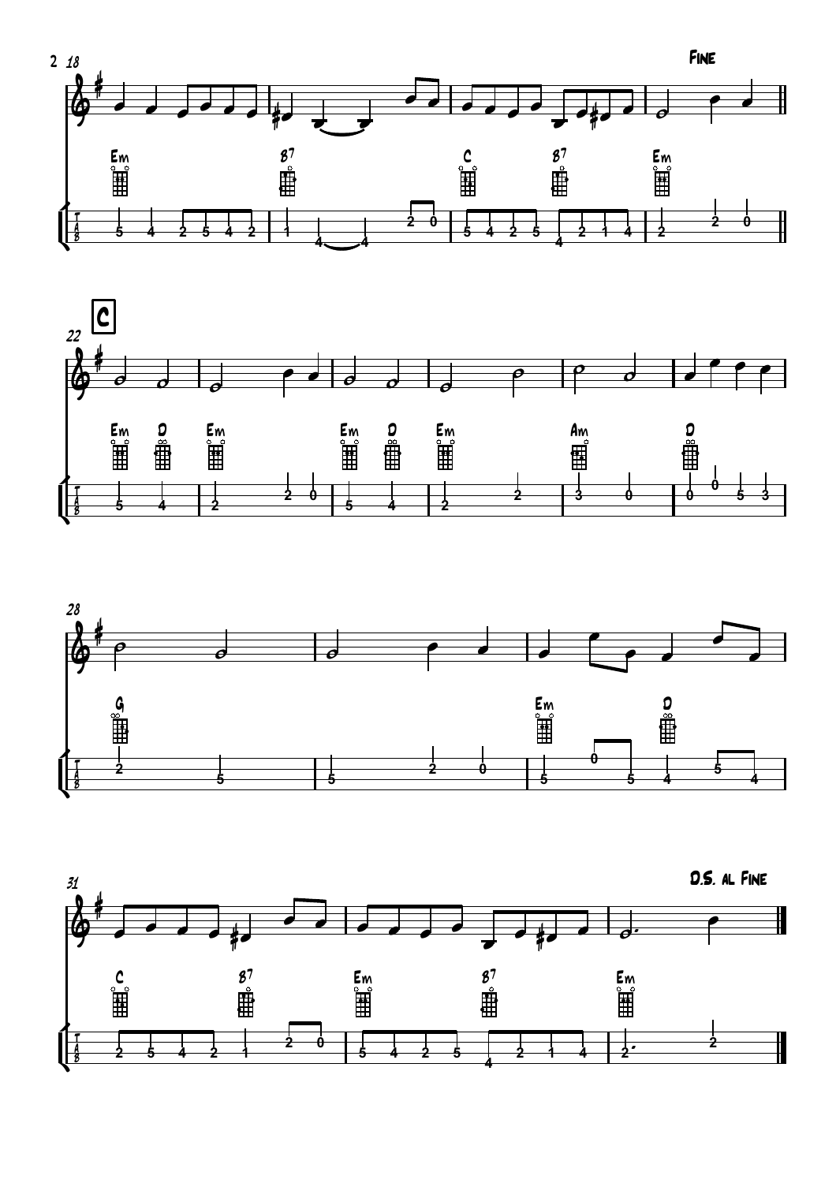Fine

C

D.S. al Fine